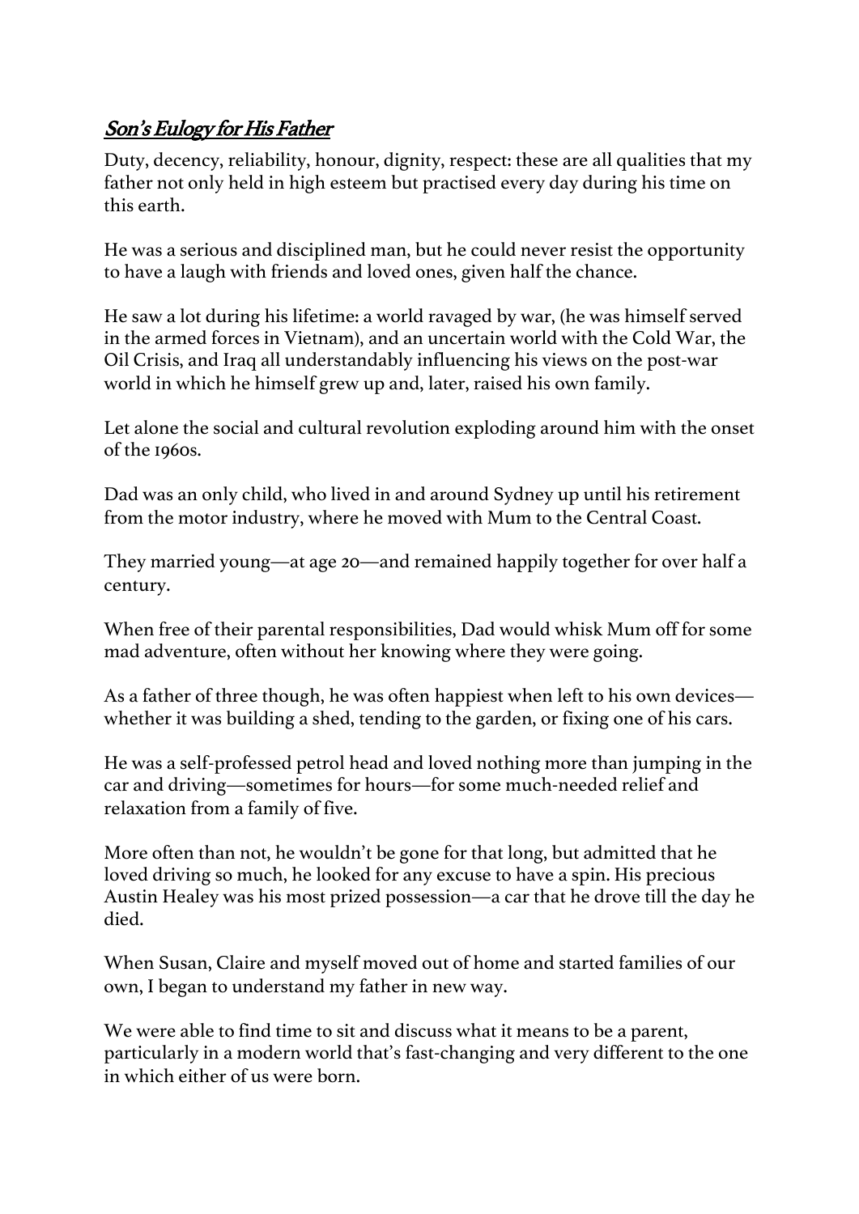# Son's Eulogy for His Father

Duty, decency, reliability, honour, dignity, respect: these are all qualities that my father not only held in high esteem but practised every day during his time on this earth.

He was a serious and disciplined man, but he could never resist the opportunity to have a laugh with friends and loved ones, given half the chance.

He saw a lot during his lifetime: a world ravaged by war, (he was himself served in the armed forces in Vietnam), and an uncertain world with the Cold War, the Oil Crisis, and Iraq all understandably influencing his views on the post-war world in which he himself grew up and, later, raised his own family.

Let alone the social and cultural revolution exploding around him with the onset of the 1960s.

Dad was an only child, who lived in and around Sydney up until his retirement from the motor industry, where he moved with Mum to the Central Coast.

They married young—at age 20—and remained happily together for over half a century.

When free of their parental responsibilities, Dad would whisk Mum off for some mad adventure, often without her knowing where they were going.

As a father of three though, he was often happiest when left to his own devices—whether it was building a shed, tending to the garden, or fixing one of his cars.

He was a self-professed petrol head and loved nothing more than jumping in the car and driving—sometimes for hours—for some much-needed relief and relaxation from a family of five.

More often than not, he wouldn't be gone for that long, but admitted that he loved driving so much, he looked for any excuse to have a spin. His precious Austin Healey was his most prized possession—a car that he drove till the day he died.

When Susan, Claire and myself moved out of home and started families of our own, I began to understand my father in new way.

We were able to find time to sit and discuss what it means to be a parent, particularly in a modern world that's fast-changing and very different to the one in which either of us were born.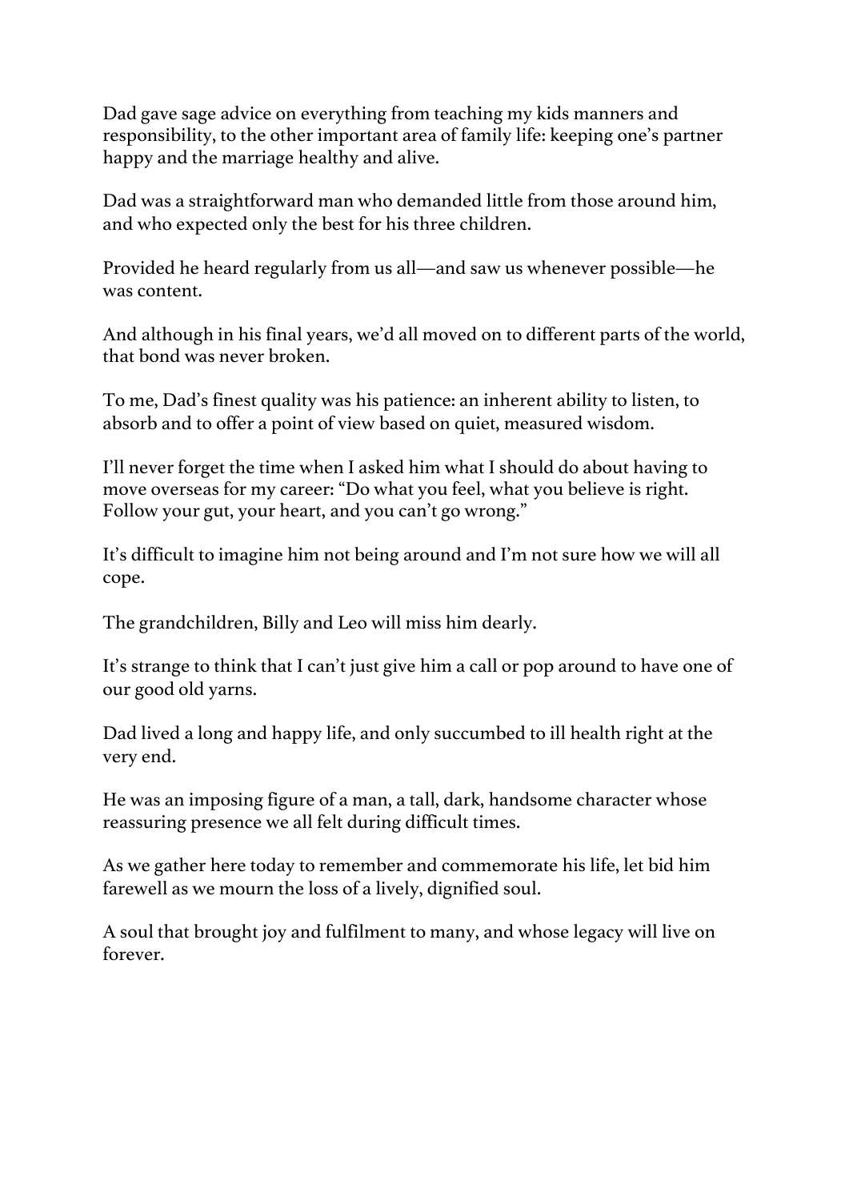Dad gave sage advice on everything from teaching my kids manners and responsibility, to the other important area of family life: keeping one's partner happy and the marriage healthy and alive.

Dad was a straightforward man who demanded little from those around him, and who expected only the best for his three children.

Provided he heard regularly from us all—and saw us whenever possible—he was content.

And although in his final years, we'd all moved on to different parts of the world, that bond was never broken.

To me, Dad's finest quality was his patience: an inherent ability to listen, to absorb and to offer a point of view based on quiet, measured wisdom.

I'll never forget the time when I asked him what I should do about having to move overseas for my career: "Do what you feel, what you believe is right. Follow your gut, your heart, and you can't go wrong."

It's difficult to imagine him not being around and I'm not sure how we will all cope.

The grandchildren, Billy and Leo will miss him dearly.

It's strange to think that I can't just give him a call or pop around to have one of our good old yarns.

Dad lived a long and happy life, and only succumbed to ill health right at the very end.

He was an imposing figure of a man, a tall, dark, handsome character whose reassuring presence we all felt during difficult times.

As we gather here today to remember and commemorate his life, let bid him farewell as we mourn the loss of a lively, dignified soul.

A soul that brought joy and fulfilment to many, and whose legacy will live on forever.